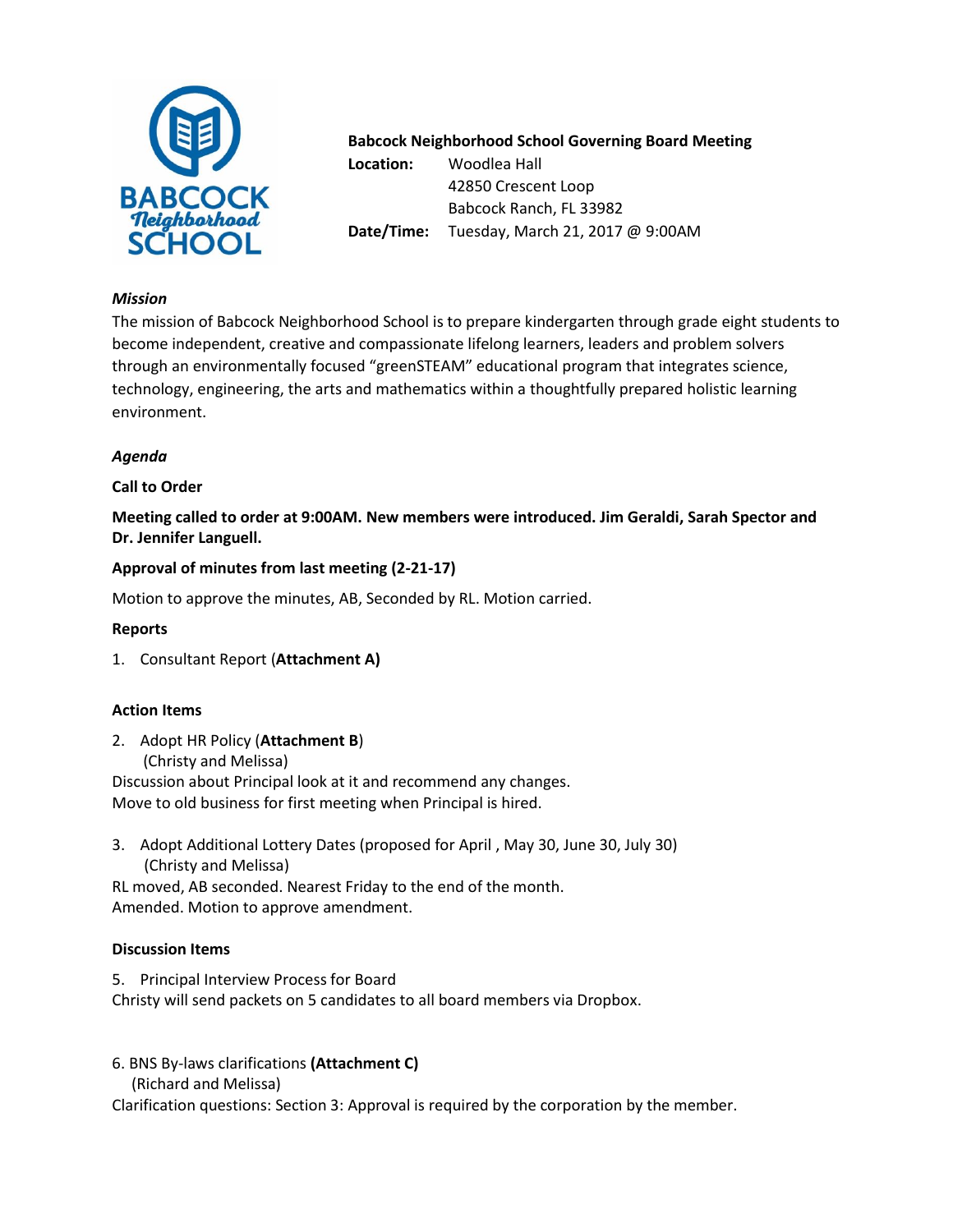**Babcock Neighborhood School Governing Board Meeting**

**Location:** Woodlea Hall
42850 Crescent Loop
Babcock Ranch, FL 33982

**Date/Time:** Tuesday, March 21, 2017 @ 9:00AM

***Mission***

The mission of Babcock Neighborhood School is to prepare kindergarten through grade eight students to become independent, creative and compassionate lifelong learners, leaders and problem solvers through an environmentally focused "greenSTEAM" educational program that integrates science, technology, engineering, the arts and mathematics within a thoughtfully prepared holistic learning environment.

***Agenda***

**Call to Order**

**Meeting called to order at 9:00AM. New members were introduced. Jim Geraldi, Sarah Spector and Dr. Jennifer Languell.**

**Approval of minutes from last meeting (2-21-17)**

Motion to approve the minutes, AB, Seconded by RL. Motion carried.

**Reports**

1. Consultant Report (**Attachment A)**

**Action Items**

2. Adopt HR Policy (**Attachment B**)
   (Christy and Melissa)

Discussion about Principal look at it and recommend any changes.
Move to old business for first meeting when Principal is hired.

3. Adopt Additional Lottery Dates (proposed for April , May 30, June 30, July 30)
   (Christy and Melissa)

RL moved, AB seconded. Nearest Friday to the end of the month.
Amended. Motion to approve amendment.

**Discussion Items**

5. Principal Interview Process for Board

Christy will send packets on 5 candidates to all board members via Dropbox.

6. BNS By-laws clarifications **(Attachment C)**
   (Richard and Melissa)

Clarification questions: Section 3: Approval is required by the corporation by the member.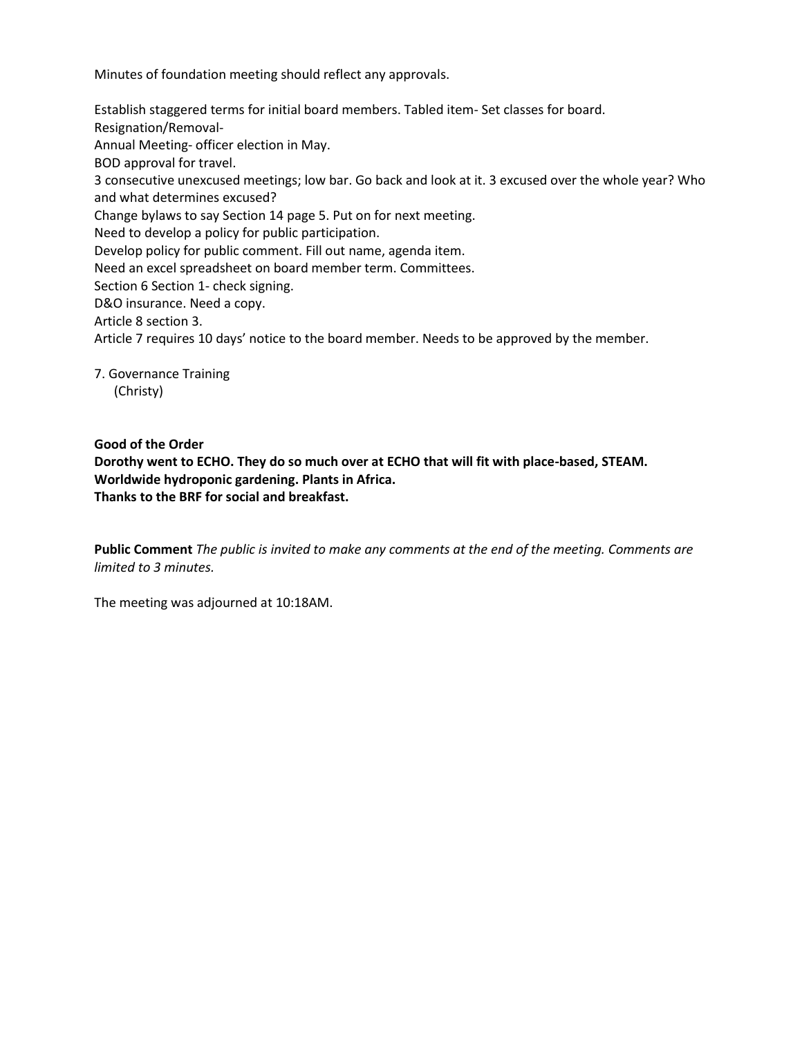Minutes of foundation meeting should reflect any approvals.

Establish staggered terms for initial board members. Tabled item- Set classes for board.
Resignation/Removal-
Annual Meeting- officer election in May.
BOD approval for travel.
3 consecutive unexcused meetings; low bar. Go back and look at it. 3 excused over the whole year? Who and what determines excused?
Change bylaws to say Section 14 page 5. Put on for next meeting.
Need to develop a policy for public participation.
Develop policy for public comment. Fill out name, agenda item.
Need an excel spreadsheet on board member term. Committees.
Section 6 Section 1- check signing.
D&O insurance. Need a copy.
Article 8 section 3.
Article 7 requires 10 days' notice to the board member. Needs to be approved by the member.

7. Governance Training
   (Christy)

**Good of the Order**
**Dorothy went to ECHO. They do so much over at ECHO that will fit with place-based, STEAM.**
**Worldwide hydroponic gardening. Plants in Africa.**
**Thanks to the BRF for social and breakfast.**

**Public Comment** *The public is invited to make any comments at the end of the meeting. Comments are limited to 3 minutes.*

The meeting was adjourned at 10:18AM.